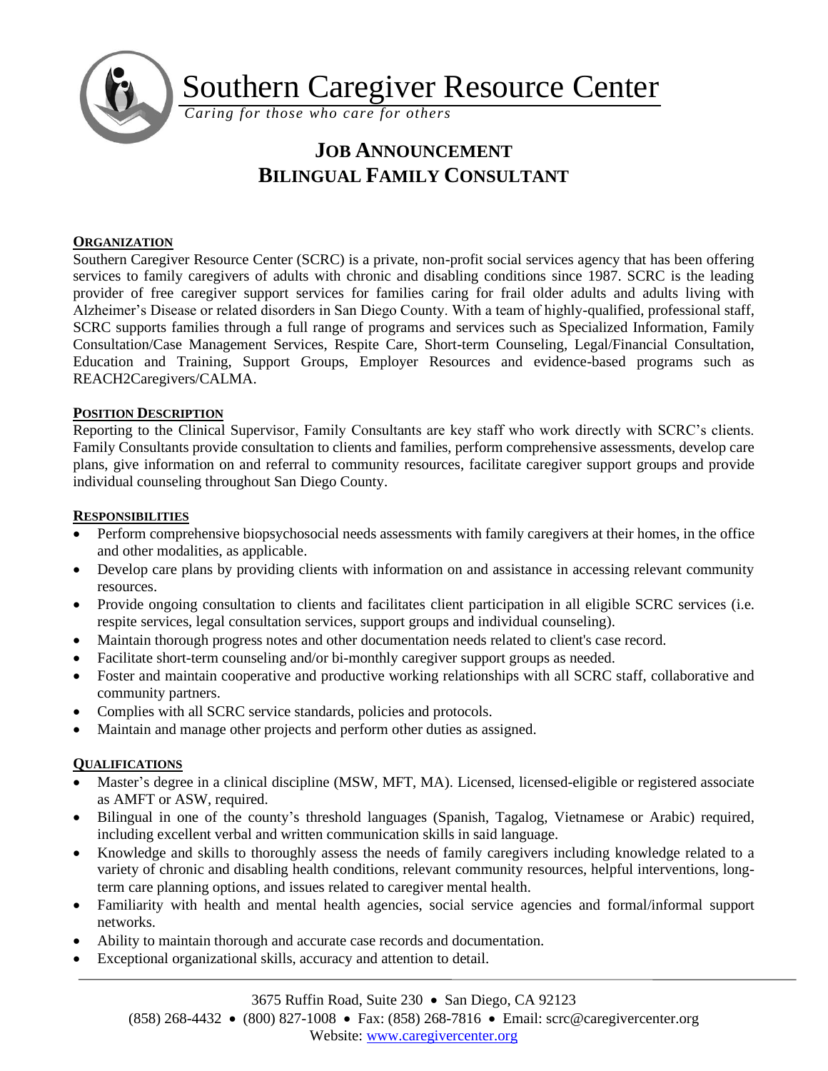Southern Caregiver Resource Center

*Caring for those who care for others*

# JOB ANNOUNCEMENT
# BILINGUAL FAMILY CONSULTANT

## ORGANIZATION

Southern Caregiver Resource Center (SCRC) is a private, non-profit social services agency that has been offering services to family caregivers of adults with chronic and disabling conditions since 1987. SCRC is the leading provider of free caregiver support services for families caring for frail older adults and adults living with Alzheimer's Disease or related disorders in San Diego County. With a team of highly-qualified, professional staff, SCRC supports families through a full range of programs and services such as Specialized Information, Family Consultation/Case Management Services, Respite Care, Short-term Counseling, Legal/Financial Consultation, Education and Training, Support Groups, Employer Resources and evidence-based programs such as REACH2Caregivers/CALMA.

## POSITION DESCRIPTION

Reporting to the Clinical Supervisor, Family Consultants are key staff who work directly with SCRC's clients. Family Consultants provide consultation to clients and families, perform comprehensive assessments, develop care plans, give information on and referral to community resources, facilitate caregiver support groups and provide individual counseling throughout San Diego County.

## RESPONSIBILITIES

- Perform comprehensive biopsychosocial needs assessments with family caregivers at their homes, in the office and other modalities, as applicable.
- Develop care plans by providing clients with information on and assistance in accessing relevant community resources.
- Provide ongoing consultation to clients and facilitates client participation in all eligible SCRC services (i.e. respite services, legal consultation services, support groups and individual counseling).
- Maintain thorough progress notes and other documentation needs related to client's case record.
- Facilitate short-term counseling and/or bi-monthly caregiver support groups as needed.
- Foster and maintain cooperative and productive working relationships with all SCRC staff, collaborative and community partners.
- Complies with all SCRC service standards, policies and protocols.
- Maintain and manage other projects and perform other duties as assigned.

## QUALIFICATIONS

- Master's degree in a clinical discipline (MSW, MFT, MA). Licensed, licensed-eligible or registered associate as AMFT or ASW, required.
- Bilingual in one of the county's threshold languages (Spanish, Tagalog, Vietnamese or Arabic) required, including excellent verbal and written communication skills in said language.
- Knowledge and skills to thoroughly assess the needs of family caregivers including knowledge related to a variety of chronic and disabling health conditions, relevant community resources, helpful interventions, long-term care planning options, and issues related to caregiver mental health.
- Familiarity with health and mental health agencies, social service agencies and formal/informal support networks.
- Ability to maintain thorough and accurate case records and documentation.
- Exceptional organizational skills, accuracy and attention to detail.

3675 Ruffin Road, Suite 230 • San Diego, CA 92123
(858) 268-4432 • (800) 827-1008 • Fax: (858) 268-7816 • Email: scrc@caregivercenter.org
Website: www.caregivercenter.org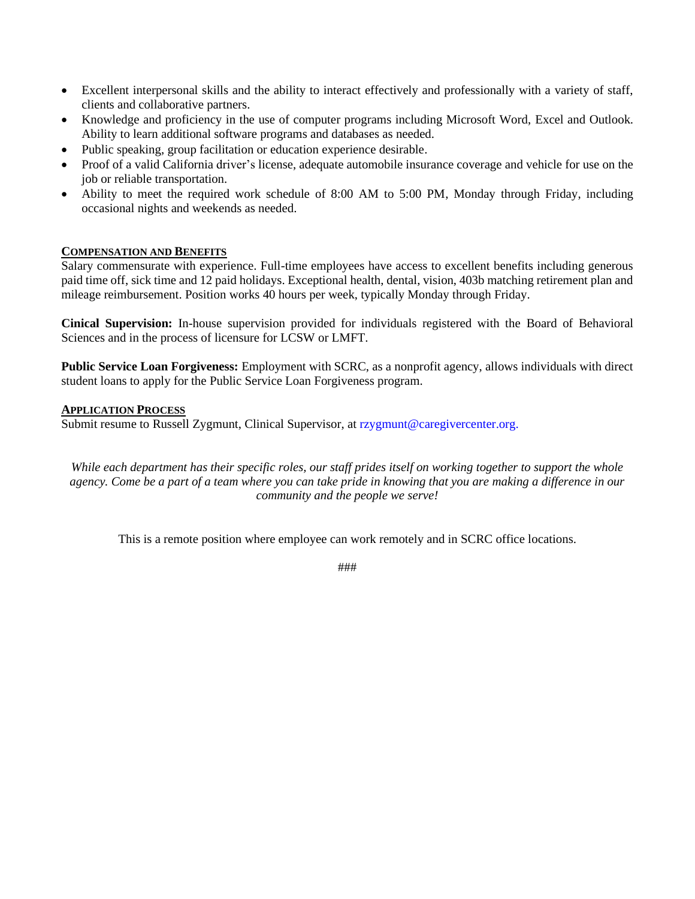- Excellent interpersonal skills and the ability to interact effectively and professionally with a variety of staff, clients and collaborative partners.
- Knowledge and proficiency in the use of computer programs including Microsoft Word, Excel and Outlook. Ability to learn additional software programs and databases as needed.
- Public speaking, group facilitation or education experience desirable.
- Proof of a valid California driver's license, adequate automobile insurance coverage and vehicle for use on the job or reliable transportation.
- Ability to meet the required work schedule of 8:00 AM to 5:00 PM, Monday through Friday, including occasional nights and weekends as needed.

## COMPENSATION AND BENEFITS

Salary commensurate with experience. Full-time employees have access to excellent benefits including generous paid time off, sick time and 12 paid holidays. Exceptional health, dental, vision, 403b matching retirement plan and mileage reimbursement. Position works 40 hours per week, typically Monday through Friday.

**Cinical Supervision:** In-house supervision provided for individuals registered with the Board of Behavioral Sciences and in the process of licensure for LCSW or LMFT.

**Public Service Loan Forgiveness:** Employment with SCRC, as a nonprofit agency, allows individuals with direct student loans to apply for the Public Service Loan Forgiveness program.

## APPLICATION PROCESS

Submit resume to Russell Zygmunt, Clinical Supervisor, at rzygmunt@caregivercenter.org.

*While each department has their specific roles, our staff prides itself on working together to support the whole agency. Come be a part of a team where you can take pride in knowing that you are making a difference in our community and the people we serve!*

This is a remote position where employee can work remotely and in SCRC office locations.

###